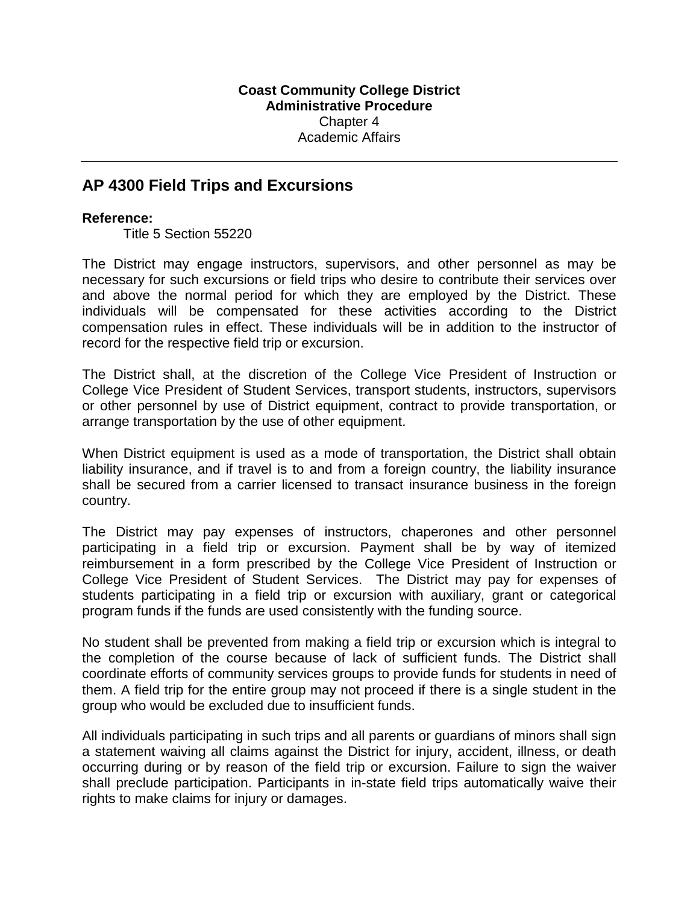**Coast Community College District**
**Administrative Procedure**
Chapter 4
Academic Affairs

---

# AP 4300 Field Trips and Excursions

**Reference:**

Title 5 Section 55220

The District may engage instructors, supervisors, and other personnel as may be necessary for such excursions or field trips who desire to contribute their services over and above the normal period for which they are employed by the District. These individuals will be compensated for these activities according to the District compensation rules in effect. These individuals will be in addition to the instructor of record for the respective field trip or excursion.

The District shall, at the discretion of the College Vice President of Instruction or College Vice President of Student Services, transport students, instructors, supervisors or other personnel by use of District equipment, contract to provide transportation, or arrange transportation by the use of other equipment.

When District equipment is used as a mode of transportation, the District shall obtain liability insurance, and if travel is to and from a foreign country, the liability insurance shall be secured from a carrier licensed to transact insurance business in the foreign country.

The District may pay expenses of instructors, chaperones and other personnel participating in a field trip or excursion. Payment shall be by way of itemized reimbursement in a form prescribed by the College Vice President of Instruction or College Vice President of Student Services. The District may pay for expenses of students participating in a field trip or excursion with auxiliary, grant or categorical program funds if the funds are used consistently with the funding source.

No student shall be prevented from making a field trip or excursion which is integral to the completion of the course because of lack of sufficient funds. The District shall coordinate efforts of community services groups to provide funds for students in need of them. A field trip for the entire group may not proceed if there is a single student in the group who would be excluded due to insufficient funds.

All individuals participating in such trips and all parents or guardians of minors shall sign a statement waiving all claims against the District for injury, accident, illness, or death occurring during or by reason of the field trip or excursion. Failure to sign the waiver shall preclude participation. Participants in in-state field trips automatically waive their rights to make claims for injury or damages.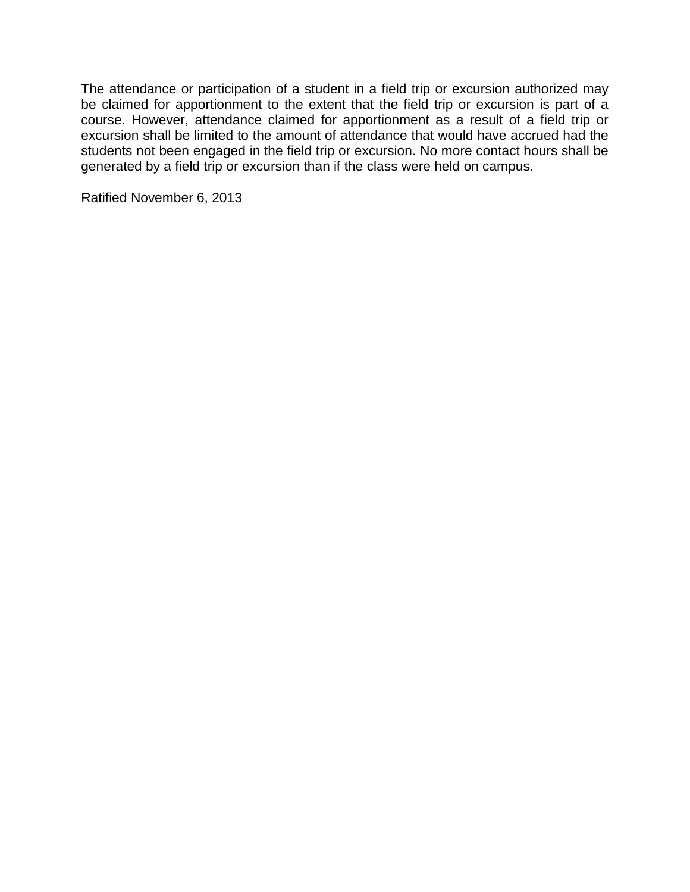The attendance or participation of a student in a field trip or excursion authorized may be claimed for apportionment to the extent that the field trip or excursion is part of a course. However, attendance claimed for apportionment as a result of a field trip or excursion shall be limited to the amount of attendance that would have accrued had the students not been engaged in the field trip or excursion. No more contact hours shall be generated by a field trip or excursion than if the class were held on campus.

Ratified November 6, 2013